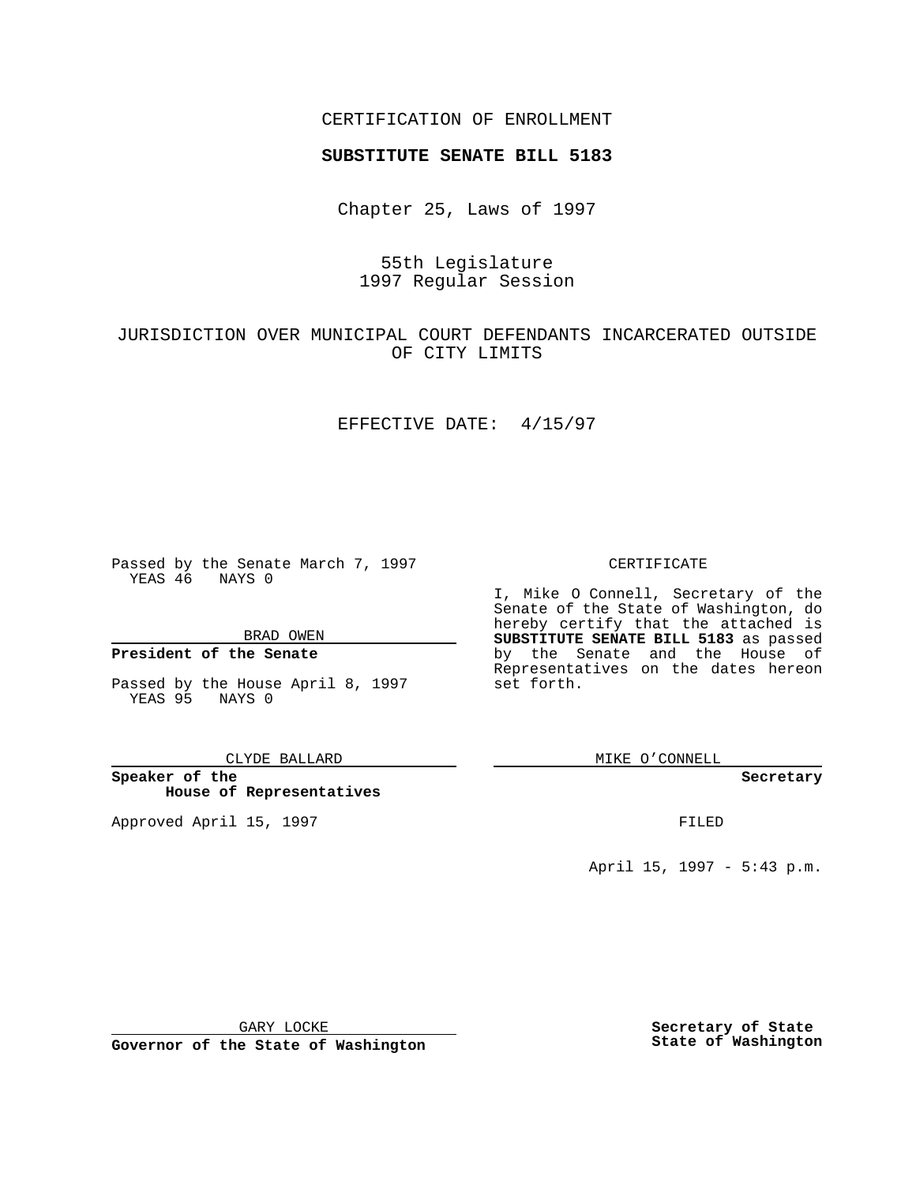CERTIFICATION OF ENROLLMENT

**SUBSTITUTE SENATE BILL 5183**

Chapter 25, Laws of 1997

55th Legislature
1997 Regular Session

JURISDICTION OVER MUNICIPAL COURT DEFENDANTS INCARCERATED OUTSIDE OF CITY LIMITS

EFFECTIVE DATE: 4/15/97

Passed by the Senate March 7, 1997
YEAS 46 NAYS 0

BRAD OWEN

**President of the Senate**

Passed by the House April 8, 1997
YEAS 95 NAYS 0

CLYDE BALLARD

**Speaker of the House of Representatives**

Approved April 15, 1997

GARY LOCKE

**Governor of the State of Washington**

CERTIFICATE

I, Mike O Connell, Secretary of the Senate of the State of Washington, do hereby certify that the attached is **SUBSTITUTE SENATE BILL 5183** as passed by the Senate and the House of Representatives on the dates hereon set forth.

MIKE O'CONNELL

**Secretary**

FILED

April 15, 1997 - 5:43 p.m.

**Secretary of State**
**State of Washington**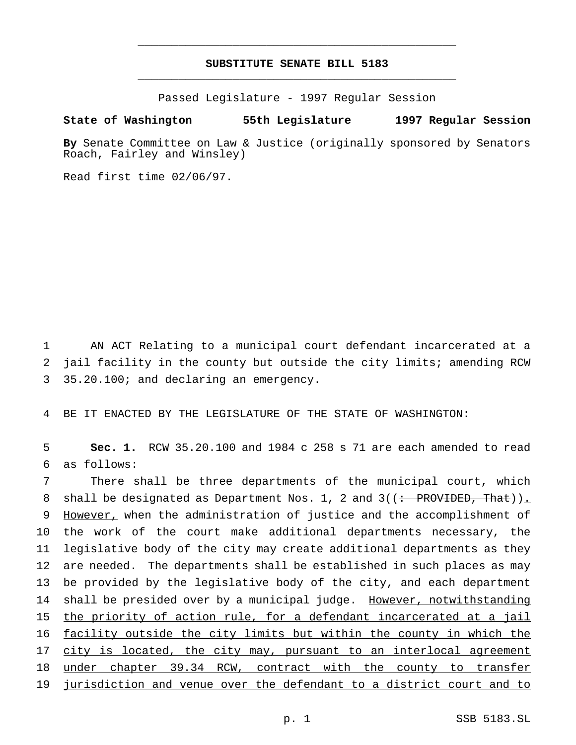# SUBSTITUTE SENATE BILL 5183

Passed Legislature - 1997 Regular Session

**State of Washington 55th Legislature 1997 Regular Session**

**By** Senate Committee on Law & Justice (originally sponsored by Senators Roach, Fairley and Winsley)

Read first time 02/06/97.

1 AN ACT Relating to a municipal court defendant incarcerated at a
2 jail facility in the county but outside the city limits; amending RCW
3 35.20.100; and declaring an emergency.

4 BE IT ENACTED BY THE LEGISLATURE OF THE STATE OF WASHINGTON:

5 **Sec. 1.** RCW 35.20.100 and 1984 c 258 s 71 are each amended to read
6 as follows:

7 There shall be three departments of the municipal court, which
8 shall be designated as Department Nos. 1, 2 and 3((~~: PROVIDED, That~~)).
9 However, when the administration of justice and the accomplishment of
10 the work of the court make additional departments necessary, the
11 legislative body of the city may create additional departments as they
12 are needed. The departments shall be established in such places as may
13 be provided by the legislative body of the city, and each department
14 shall be presided over by a municipal judge. However, notwithstanding
15 the priority of action rule, for a defendant incarcerated at a jail
16 facility outside the city limits but within the county in which the
17 city is located, the city may, pursuant to an interlocal agreement
18 under chapter 39.34 RCW, contract with the county to transfer
19 jurisdiction and venue over the defendant to a district court and to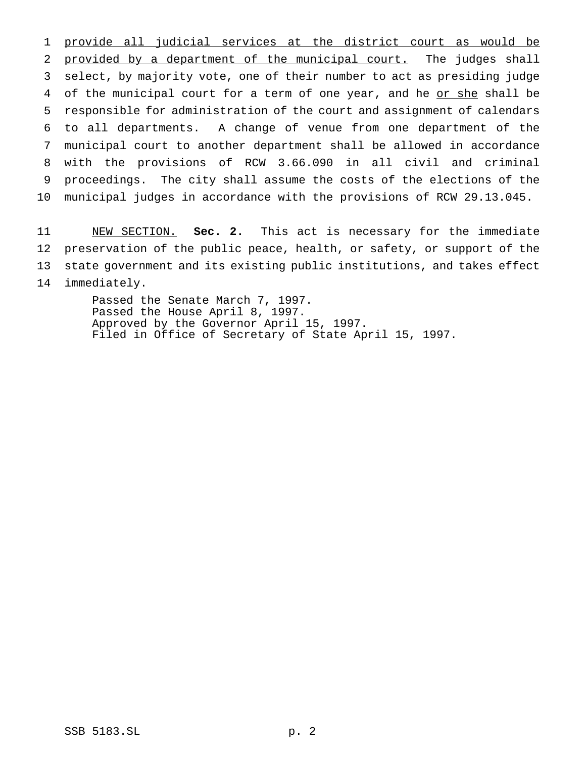provide all judicial services at the district court as would be provided by a department of the municipal court. The judges shall select, by majority vote, one of their number to act as presiding judge of the municipal court for a term of one year, and he or she shall be responsible for administration of the court and assignment of calendars to all departments. A change of venue from one department of the municipal court to another department shall be allowed in accordance with the provisions of RCW 3.66.090 in all civil and criminal proceedings. The city shall assume the costs of the elections of the municipal judges in accordance with the provisions of RCW 29.13.045.

NEW SECTION. **Sec. 2.** This act is necessary for the immediate preservation of the public peace, health, or safety, or support of the state government and its existing public institutions, and takes effect immediately.

Passed the Senate March 7, 1997.
Passed the House April 8, 1997.
Approved by the Governor April 15, 1997.
Filed in Office of Secretary of State April 15, 1997.